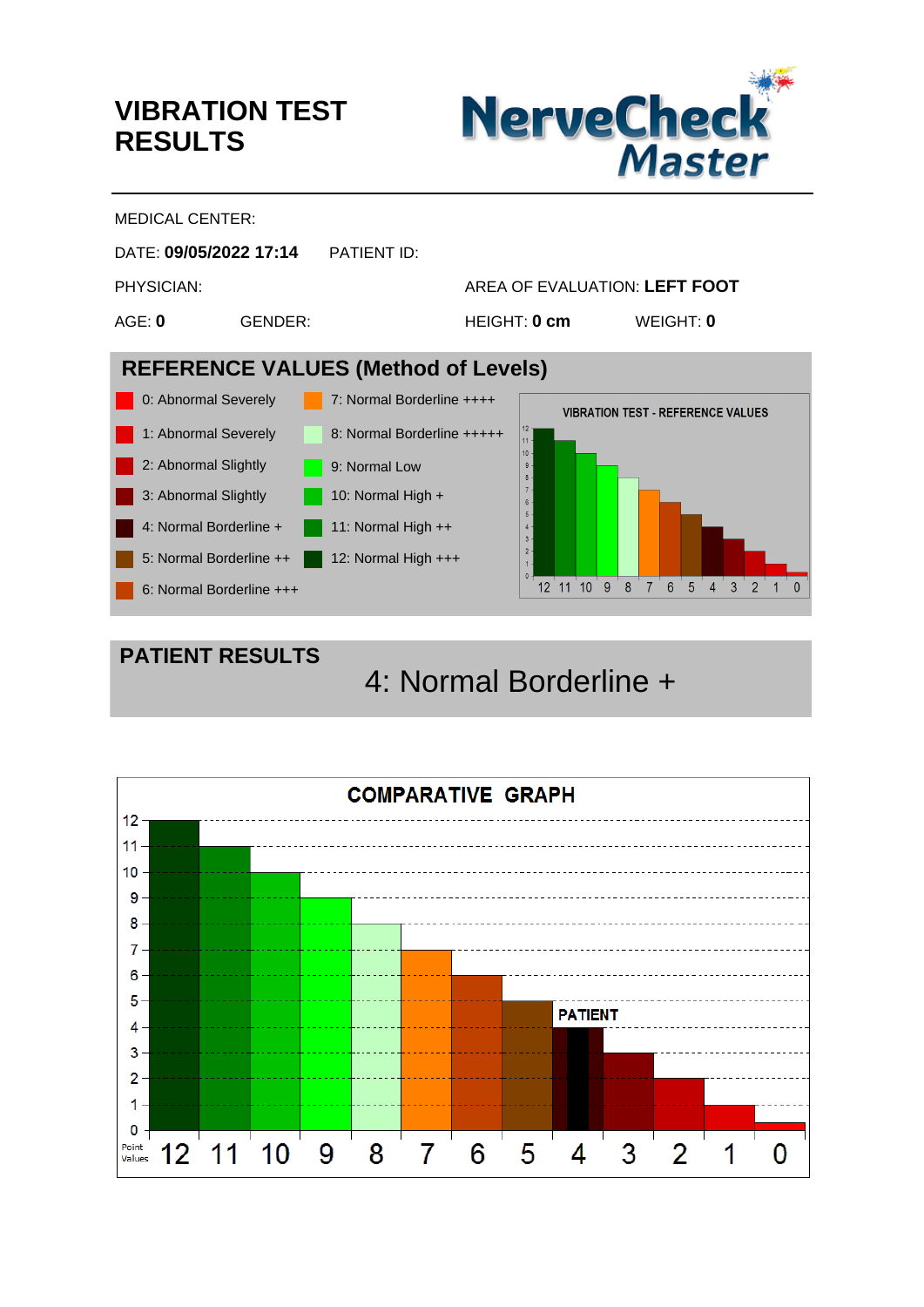# VIBRATION TEST RESULTS

NerveCheck Master

MEDICAL CENTER:

DATE: **09/05/2022 17:14** PATIENT ID:

PHYSICIAN: AREA OF EVALUATION: **LEFT FOOT**

AGE: **0** GENDER: HEIGHT: **0 cm** WEIGHT: **0**

## REFERENCE VALUES (Method of Levels)

- 0: Abnormal Severely
- 1: Abnormal Severely
- 2: Abnormal Slightly
- 3: Abnormal Slightly
- 4: Normal Borderline +
- 5: Normal Borderline ++
- 6: Normal Borderline +++
- 7: Normal Borderline ++++
- 8: Normal Borderline +++++
- 9: Normal Low
- 10: Normal High +
- 11: Normal High ++
- 12: Normal High +++

VIBRATION TEST - REFERENCE VALUES

## PATIENT RESULTS

4: Normal Borderline +

COMPARATIVE GRAPH

| Point Values | 12 | 11 | 10 | 9 | 8 | 7 | 6 | 5 | 4 (PATIENT) | 3 | 2 | 1 | 0 |
|---|---|---|---|---|---|---|---|---|---|---|---|---|---|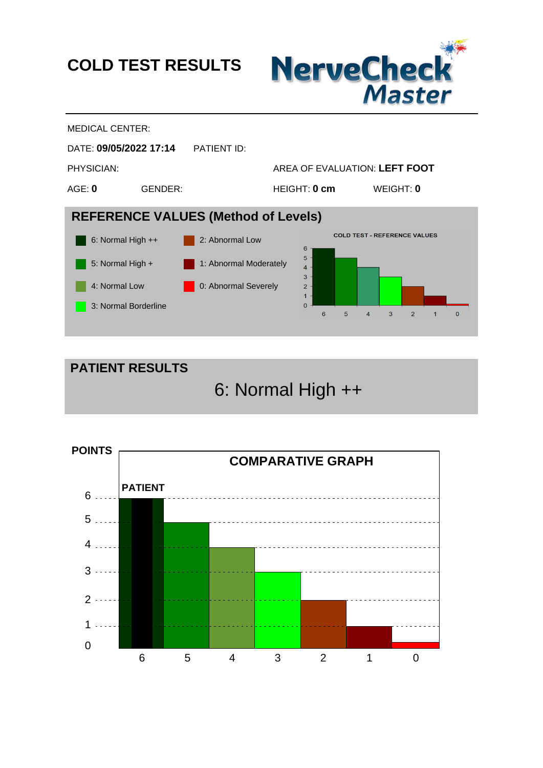# COLD TEST RESULTS

**NerveCheck Master**

MEDICAL CENTER:

DATE: **09/05/2022 17:14** PATIENT ID:

PHYSICIAN: AREA OF EVALUATION: **LEFT FOOT**

AGE: **0** GENDER: HEIGHT: **0 cm** WEIGHT: **0**

## REFERENCE VALUES (Method of Levels)

- 6: Normal High ++
- 5: Normal High +
- 4: Normal Low
- 3: Normal Borderline
- 2: Abnormal Low
- 1: Abnormal Moderately
- 0: Abnormal Severely

COLD TEST - REFERENCE VALUES

## PATIENT RESULTS

6: Normal High ++

POINTS

COMPARATIVE GRAPH

PATIENT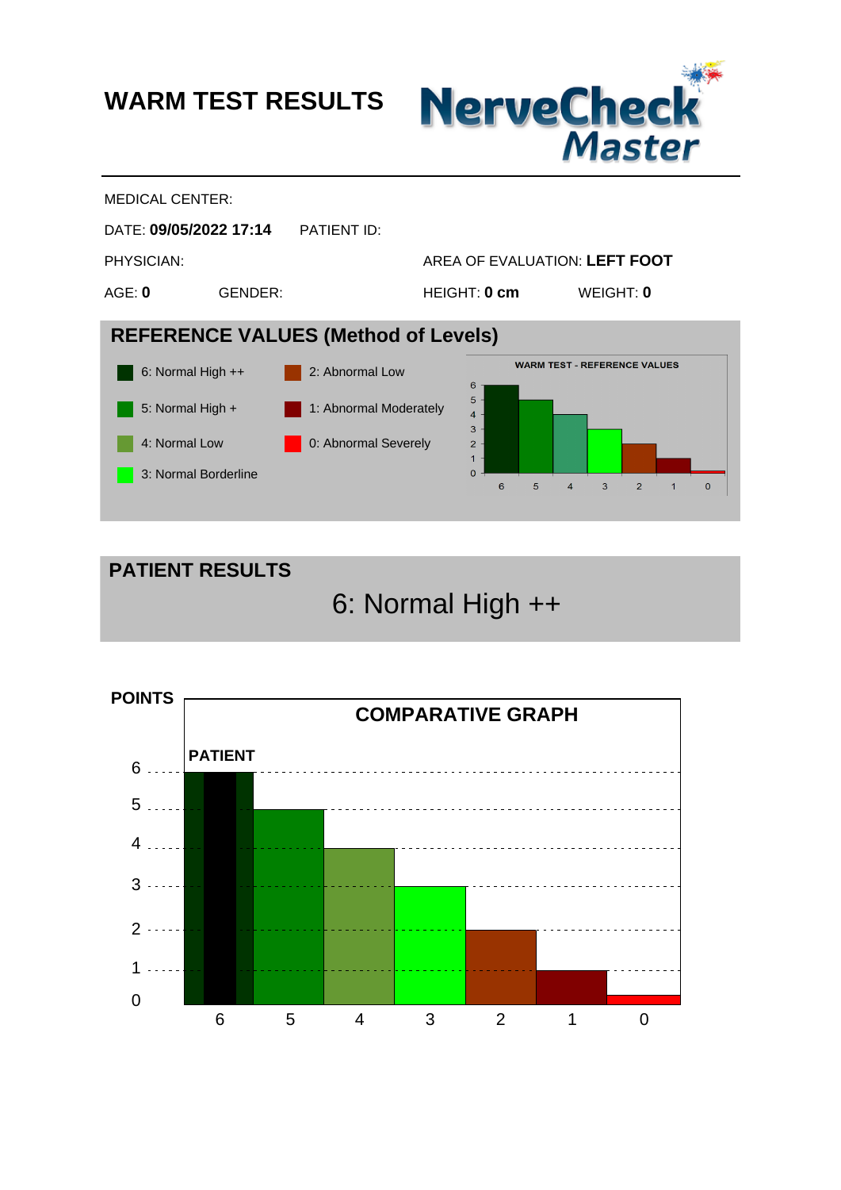# WARM TEST RESULTS

**NerveCheck Master**

MEDICAL CENTER:

DATE: **09/05/2022 17:14** PATIENT ID:

PHYSICIAN: AREA OF EVALUATION: **LEFT FOOT**

AGE: **0** GENDER: HEIGHT: **0 cm** WEIGHT: **0**

## REFERENCE VALUES (Method of Levels)

- 6: Normal High ++
- 5: Normal High +
- 4: Normal Low
- 3: Normal Borderline
- 2: Abnormal Low
- 1: Abnormal Moderately
- 0: Abnormal Severely

WARM TEST - REFERENCE VALUES

## PATIENT RESULTS

6: Normal High ++

POINTS

COMPARATIVE GRAPH

PATIENT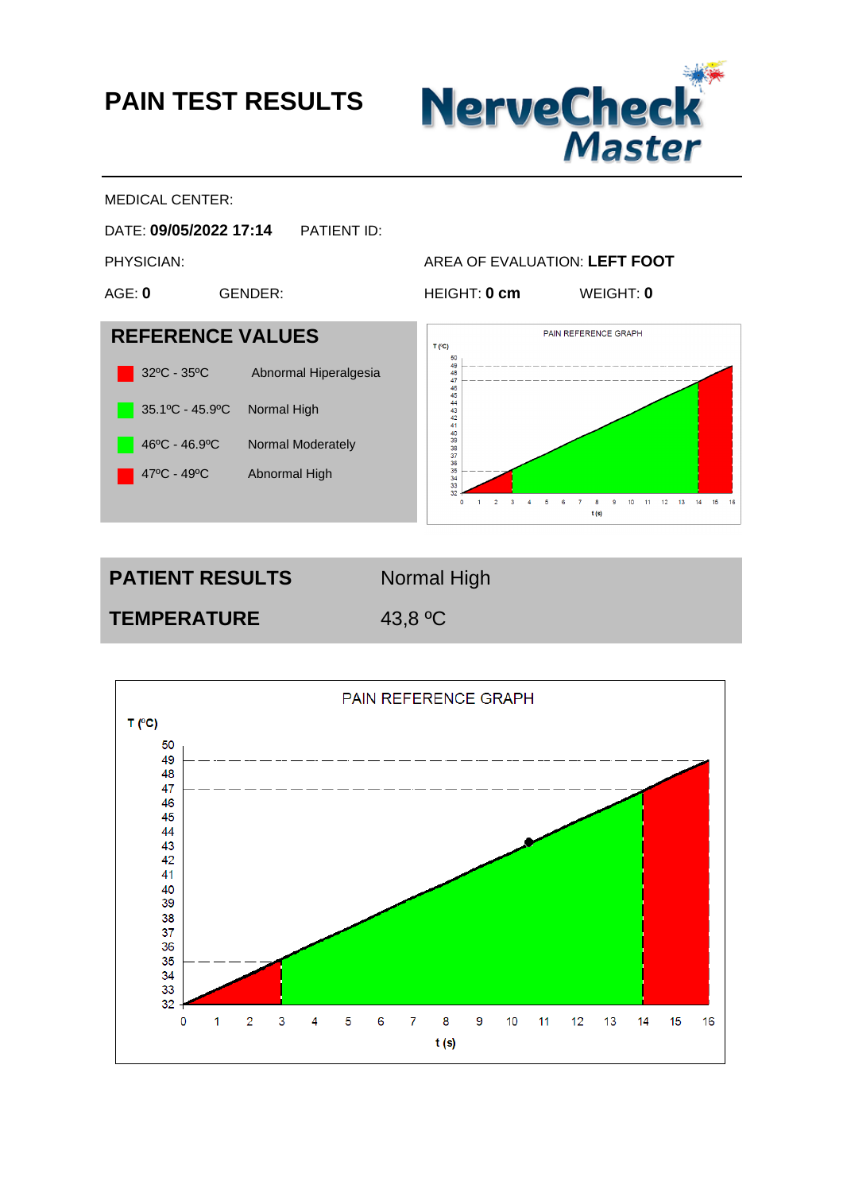# PAIN TEST RESULTS

NerveCheck Master

MEDICAL CENTER:

DATE: **09/05/2022 17:14** PATIENT ID:

PHYSICIAN: AREA OF EVALUATION: **LEFT FOOT**

AGE: **0** GENDER: HEIGHT: **0 cm** WEIGHT: **0**

## REFERENCE VALUES

| | |
|---|---|
| 32ºC - 35ºC | Abnormal Hiperalgesia |
| 35.1ºC - 45.9ºC | Normal High |
| 46ºC - 46.9ºC | Normal Moderately |
| 47ºC - 49ºC | Abnormal High |

PAIN REFERENCE GRAPH

T (ºC)

50 49 48 47 46 45 44 43 42 41 40 39 38 37 36 35 34 33 32

0 1 2 3 4 5 6 7 8 9 10 11 12 13 14 15 16

t (s)

| | |
|---|---|
| **PATIENT RESULTS** | Normal High |
| **TEMPERATURE** | 43,8 ºC |

PAIN REFERENCE GRAPH

T (ºC)

50 49 48 47 46 45 44 43 42 41 40 39 38 37 36 35 34 33 32

0 1 2 3 4 5 6 7 8 9 10 11 12 13 14 15 16

t (s)